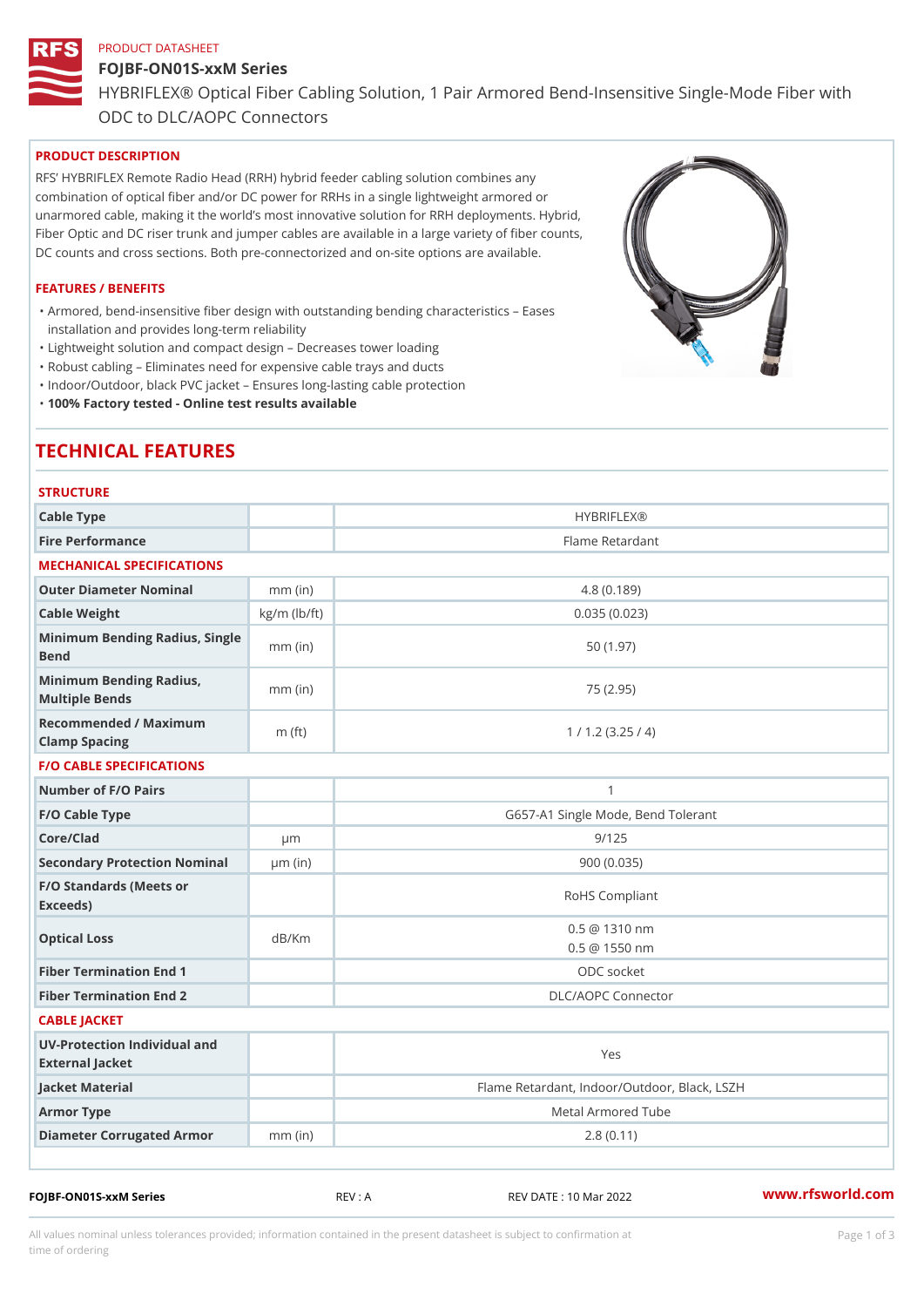PRODUCT DATASHEET

# FOJBF-ON01S-xxM Series

HYBRIFLEX® Optical Fiber Cabling Solution, 1 Pair Armored Bend-Insensitive Single-Mode Fiber with ODC to DLC/AOPC Connectors

## PRODUCT DESCRIPTION

RFS' HYBRIFLEX Remote Radio Head (RRH) hybrid feeder cabling solution combines any combination of optical fiber and/or DC power for RRHs in a single lightweight armored or unarmored cable, making it the world's most innovative solution for RRH deployments. Hybrid, Fiber Optic and DC riser trunk and jumper cables are available in a large variety of fiber counts, DC counts and cross sections. Both pre-connectorized and on-site options are available.

## FEATURES / BENEFITS

- Armored, bend-insensitive fiber design with outstanding bending characteristics – Eases installation and provides long-term reliability
- Lightweight solution and compact design – Decreases tower loading
- Robust cabling – Eliminates need for expensive cable trays and ducts
- Indoor/Outdoor, black PVC jacket – Ensures long-lasting cable protection
- **100% Factory tested - Online test results available**

# TECHNICAL FEATURES

## STRUCTURE

| | | |
|---|---|---|
| Cable Type | | HYBRIFLEX® |
| Fire Performance | | Flame Retardant |

## MECHANICAL SPECIFICATIONS

| | | |
|---|---|---|
| Outer Diameter Nominal | mm (in) | 4.8 (0.189) |
| Cable Weight | kg/m (lb/ft) | 0.035 (0.023) |
| Minimum Bending Radius, Single Bend | mm (in) | 50 (1.97) |
| Minimum Bending Radius, Multiple Bends | mm (in) | 75 (2.95) |
| Recommended / Maximum Clamp Spacing | m (ft) | 1 / 1.2 (3.25 / 4) |

## F/O CABLE SPECIFICATIONS

| | | |
|---|---|---|
| Number of F/O Pairs | | 1 |
| F/O Cable Type | | G657-A1 Single Mode, Bend Tolerant |
| Core/Clad | μm | 9/125 |
| Secondary Protection Nominal | μm (in) | 900 (0.035) |
| F/O Standards (Meets or Exceeds) | | RoHS Compliant |
| Optical Loss | dB/Km | 0.5 @ 1310 nm<br>0.5 @ 1550 nm |
| Fiber Termination End 1 | | ODC socket |
| Fiber Termination End 2 | | DLC/AOPC Connector |

## CABLE JACKET

| | | |
|---|---|---|
| UV-Protection Individual and External Jacket | | Yes |
| Jacket Material | | Flame Retardant, Indoor/Outdoor, Black, LSZH |
| Armor Type | | Metal Armored Tube |
| Diameter Corrugated Armor | mm (in) | 2.8 (0.11) |

FOJBF-ON01S-xxM Series REV : A REV DATE : 10 Mar 2022 www.rfsworld.com

All values nominal unless tolerances provided; information contained in the present datasheet is subject to confirmation at time of ordering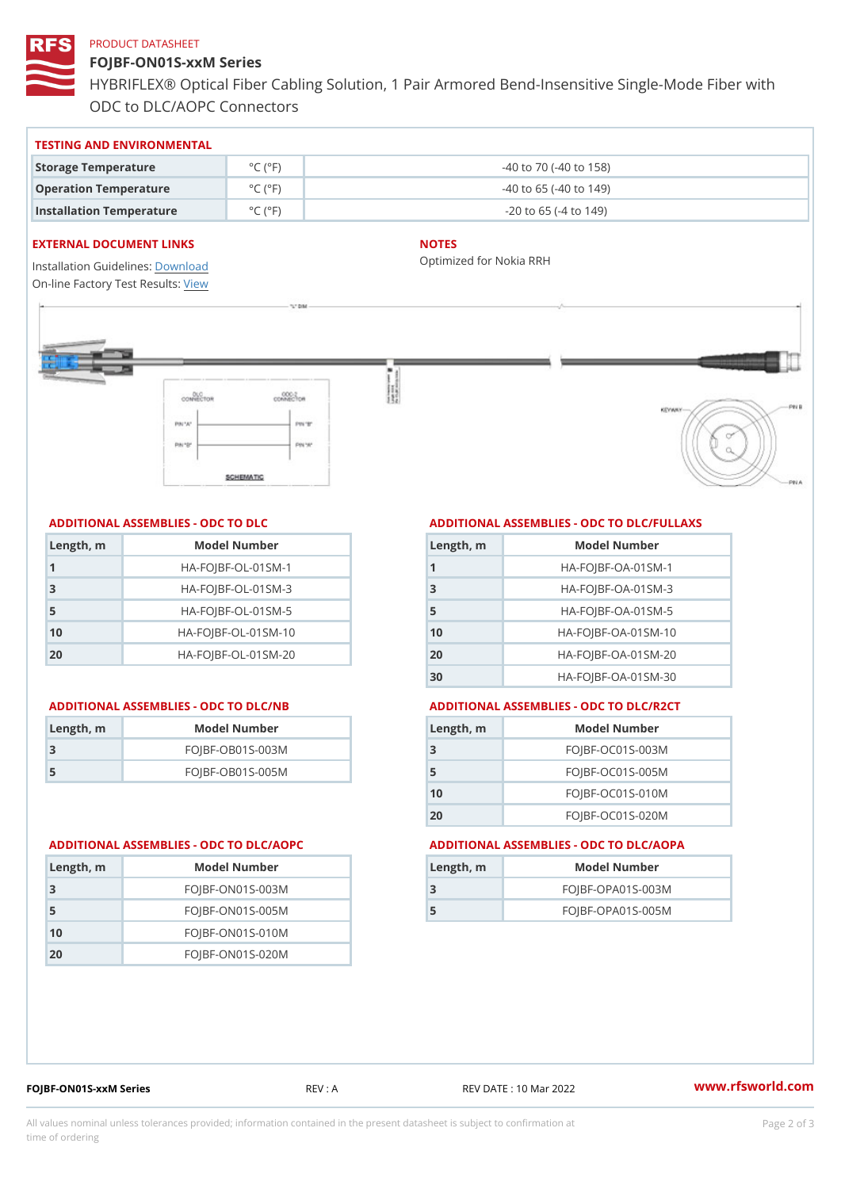PRODUCT DATASHEET

# FOJBF-ON01S-xxM Series

HYBRIFLEX® Optical Fiber Cabling Solution, 1 Pair Armored Bend-Insensitive Single-Mode Fiber with ODC to DLC/AOPC Connectors

## TESTING AND ENVIRONMENTAL

| Storage Temperature | °C (°F) | -40 to 70 (-40 to 158) |
|---|---|---|
| Operation Temperature | °C (°F) | -40 to 65 (-40 to 149) |
| Installation Temperature | °C (°F) | -20 to 65 (-4 to 149) |

## EXTERNAL DOCUMENT LINKS

Installation Guidelines: Download
On-line Factory Test Results: View

## NOTES

Optimized for Nokia RRH

## ADDITIONAL ASSEMBLIES - ODC TO DLC

| Length, m | Model Number |
|---|---|
| 1 | HA-FOJBF-OL-01SM-1 |
| 3 | HA-FOJBF-OL-01SM-3 |
| 5 | HA-FOJBF-OL-01SM-5 |
| 10 | HA-FOJBF-OL-01SM-10 |
| 20 | HA-FOJBF-OL-01SM-20 |

## ADDITIONAL ASSEMBLIES - ODC TO DLC/FULLAXS

| Length, m | Model Number |
|---|---|
| 1 | HA-FOJBF-OA-01SM-1 |
| 3 | HA-FOJBF-OA-01SM-3 |
| 5 | HA-FOJBF-OA-01SM-5 |
| 10 | HA-FOJBF-OA-01SM-10 |
| 20 | HA-FOJBF-OA-01SM-20 |
| 30 | HA-FOJBF-OA-01SM-30 |

## ADDITIONAL ASSEMBLIES - ODC TO DLC/NB

| Length, m | Model Number |
|---|---|
| 3 | FOJBF-OB01S-003M |
| 5 | FOJBF-OB01S-005M |

## ADDITIONAL ASSEMBLIES - ODC TO DLC/R2CT

| Length, m | Model Number |
|---|---|
| 3 | FOJBF-OC01S-003M |
| 5 | FOJBF-OC01S-005M |
| 10 | FOJBF-OC01S-010M |
| 20 | FOJBF-OC01S-020M |

## ADDITIONAL ASSEMBLIES - ODC TO DLC/AOPC

| Length, m | Model Number |
|---|---|
| 3 | FOJBF-ON01S-003M |
| 5 | FOJBF-ON01S-005M |
| 10 | FOJBF-ON01S-010M |
| 20 | FOJBF-ON01S-020M |

## ADDITIONAL ASSEMBLIES - ODC TO DLC/AOPA

| Length, m | Model Number |
|---|---|
| 3 | FOJBF-OPA01S-003M |
| 5 | FOJBF-OPA01S-005M |

FOJBF-ON01S-xxM Series | REV : A | REV DATE : 10 Mar 2022 | www.rfsworld.com

All values nominal unless tolerances provided; information contained in the present datasheet is subject to confirmation at time of ordering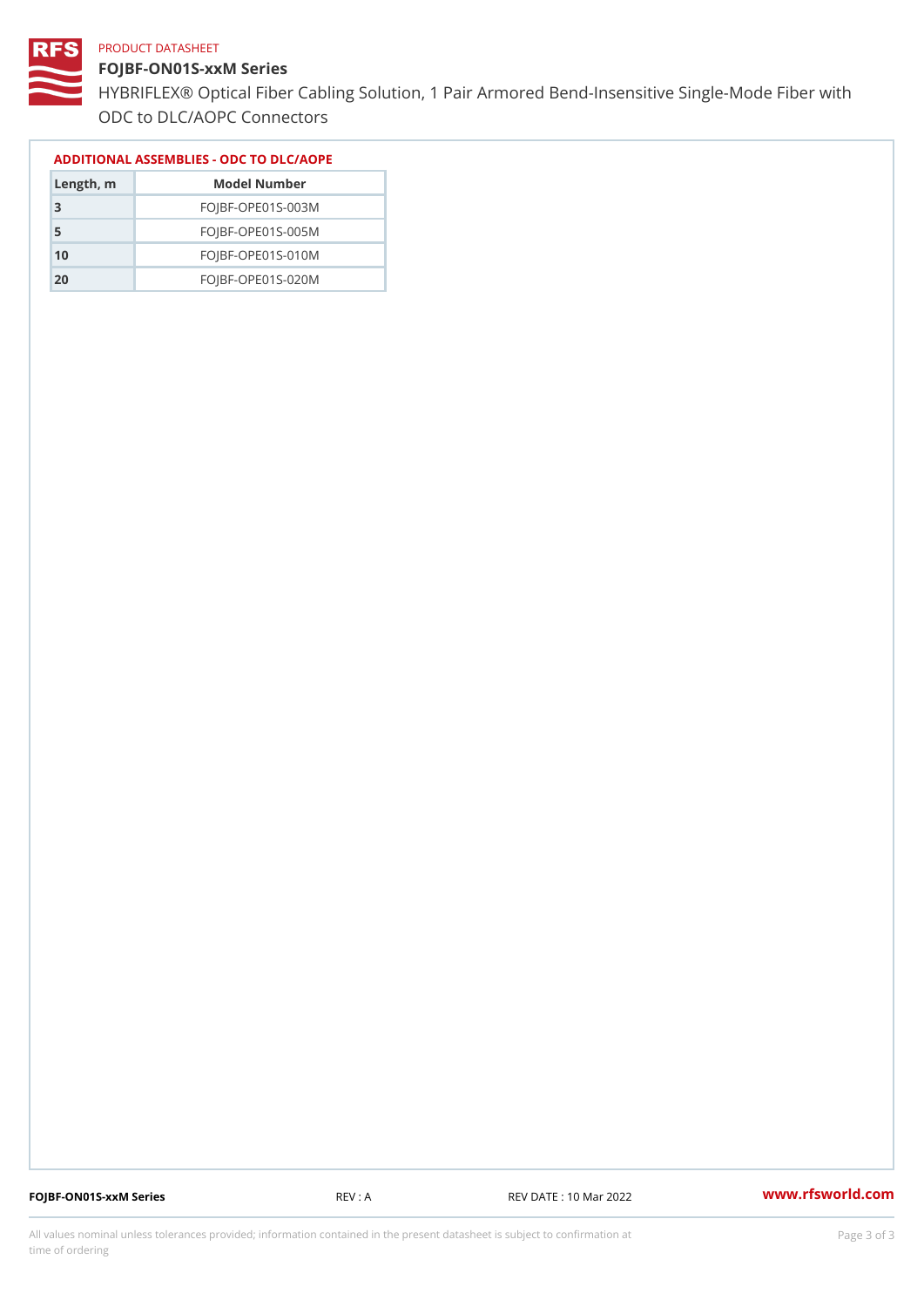PRODUCT DATASHEET

# FOJBF-ON01S-xxM Series

HYBRIFLEX® Optical Fiber Cabling Solution, 1 Pair Armored Bend-Insensitive Single-Mode Fiber with ODC to DLC/AOPC Connectors

## ADDITIONAL ASSEMBLIES - ODC TO DLC/AOPE

| Length, m | Model Number |
|---|---|
| 3 | FOJBF-OPE01S-003M |
| 5 | FOJBF-OPE01S-005M |
| 10 | FOJBF-OPE01S-010M |
| 20 | FOJBF-OPE01S-020M |